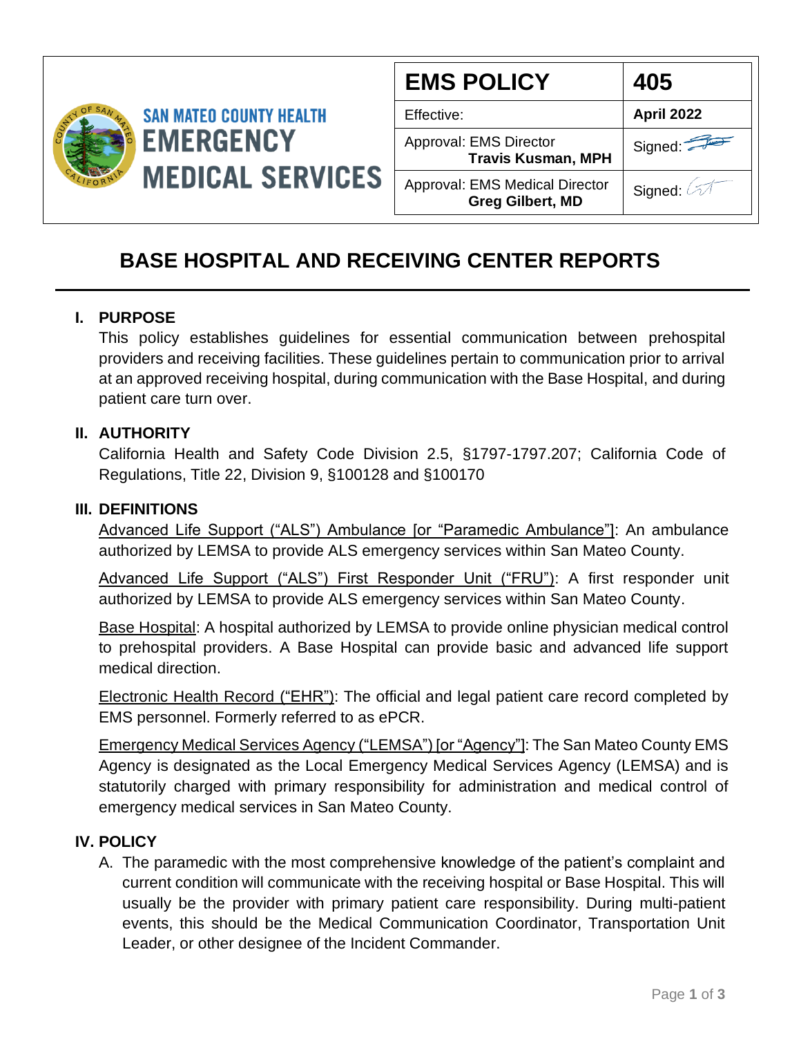SAN MATEO COUNTY HEALTH
**EMERGENCY MEDICAL SERVICES**

| EMS POLICY | 405 |
| --- | --- |
| Effective: | **April 2022** |
| Approval: EMS Director **Travis Kusman, MPH** | Signed: |
| Approval: EMS Medical Director **Greg Gilbert, MD** | Signed: |

# BASE HOSPITAL AND RECEIVING CENTER REPORTS

## I. PURPOSE

This policy establishes guidelines for essential communication between prehospital providers and receiving facilities. These guidelines pertain to communication prior to arrival at an approved receiving hospital, during communication with the Base Hospital, and during patient care turn over.

## II. AUTHORITY

California Health and Safety Code Division 2.5, §1797-1797.207; California Code of Regulations, Title 22, Division 9, §100128 and §100170

## III. DEFINITIONS

Advanced Life Support ("ALS") Ambulance [or "Paramedic Ambulance"]: An ambulance authorized by LEMSA to provide ALS emergency services within San Mateo County.

Advanced Life Support ("ALS") First Responder Unit ("FRU"): A first responder unit authorized by LEMSA to provide ALS emergency services within San Mateo County.

Base Hospital: A hospital authorized by LEMSA to provide online physician medical control to prehospital providers. A Base Hospital can provide basic and advanced life support medical direction.

Electronic Health Record ("EHR"): The official and legal patient care record completed by EMS personnel. Formerly referred to as ePCR.

Emergency Medical Services Agency ("LEMSA") [or "Agency"]: The San Mateo County EMS Agency is designated as the Local Emergency Medical Services Agency (LEMSA) and is statutorily charged with primary responsibility for administration and medical control of emergency medical services in San Mateo County.

## IV. POLICY

A. The paramedic with the most comprehensive knowledge of the patient's complaint and current condition will communicate with the receiving hospital or Base Hospital. This will usually be the provider with primary patient care responsibility. During multi-patient events, this should be the Medical Communication Coordinator, Transportation Unit Leader, or other designee of the Incident Commander.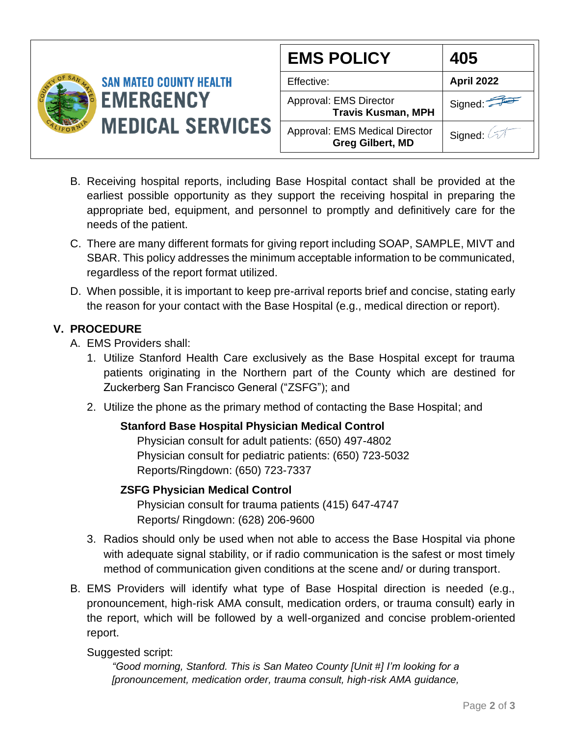B. Receiving hospital reports, including Base Hospital contact shall be provided at the earliest possible opportunity as they support the receiving hospital in preparing the appropriate bed, equipment, and personnel to promptly and definitively care for the needs of the patient.

C. There are many different formats for giving report including SOAP, SAMPLE, MIVT and SBAR. This policy addresses the minimum acceptable information to be communicated, regardless of the report format utilized.

D. When possible, it is important to keep pre-arrival reports brief and concise, stating early the reason for your contact with the Base Hospital (e.g., medical direction or report).

## V. PROCEDURE

A. EMS Providers shall:

1. Utilize Stanford Health Care exclusively as the Base Hospital except for trauma patients originating in the Northern part of the County which are destined for Zuckerberg San Francisco General ("ZSFG"); and

2. Utilize the phone as the primary method of contacting the Base Hospital; and

   **Stanford Base Hospital Physician Medical Control**
   
   Physician consult for adult patients: (650) 497-4802
   Physician consult for pediatric patients: (650) 723-5032
   Reports/Ringdown: (650) 723-7337

   **ZSFG Physician Medical Control**
   
   Physician consult for trauma patients (415) 647-4747
   Reports/ Ringdown: (628) 206-9600

3. Radios should only be used when not able to access the Base Hospital via phone with adequate signal stability, or if radio communication is the safest or most timely method of communication given conditions at the scene and/ or during transport.

B. EMS Providers will identify what type of Base Hospital direction is needed (e.g., pronouncement, high-risk AMA consult, medication orders, or trauma consult) early in the report, which will be followed by a well-organized and concise problem-oriented report.

Suggested script:

*"Good morning, Stanford. This is San Mateo County [Unit #] I'm looking for a [pronouncement, medication order, trauma consult, high-risk AMA guidance,*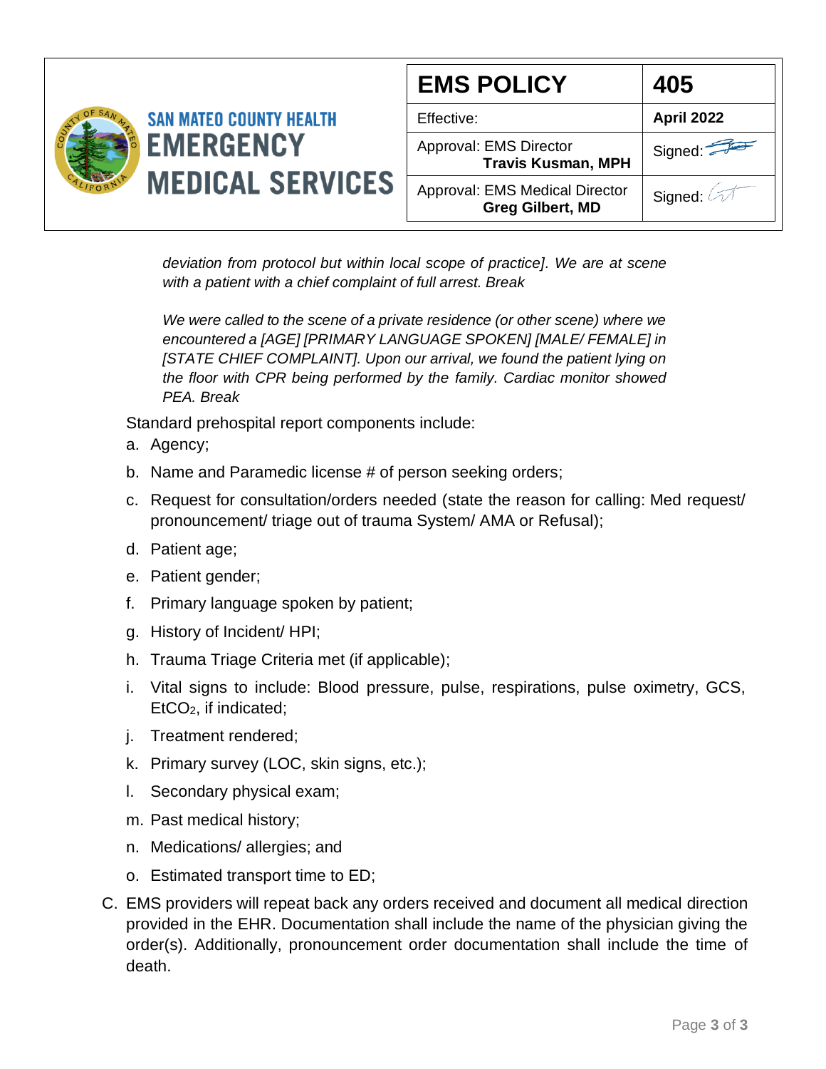*deviation from protocol but within local scope of practice]. We are at scene with a patient with a chief complaint of full arrest. Break*

*We were called to the scene of a private residence (or other scene) where we encountered a [AGE] [PRIMARY LANGUAGE SPOKEN] [MALE/ FEMALE] in [STATE CHIEF COMPLAINT]. Upon our arrival, we found the patient lying on the floor with CPR being performed by the family. Cardiac monitor showed PEA. Break*

Standard prehospital report components include:

a. Agency;
b. Name and Paramedic license # of person seeking orders;
c. Request for consultation/orders needed (state the reason for calling: Med request/ pronouncement/ triage out of trauma System/ AMA or Refusal);
d. Patient age;
e. Patient gender;
f. Primary language spoken by patient;
g. History of Incident/ HPI;
h. Trauma Triage Criteria met (if applicable);
i. Vital signs to include: Blood pressure, pulse, respirations, pulse oximetry, GCS, $EtCO_2$, if indicated;
j. Treatment rendered;
k. Primary survey (LOC, skin signs, etc.);
l. Secondary physical exam;
m. Past medical history;
n. Medications/ allergies; and
o. Estimated transport time to ED;

C. EMS providers will repeat back any orders received and document all medical direction provided in the EHR. Documentation shall include the name of the physician giving the order(s). Additionally, pronouncement order documentation shall include the time of death.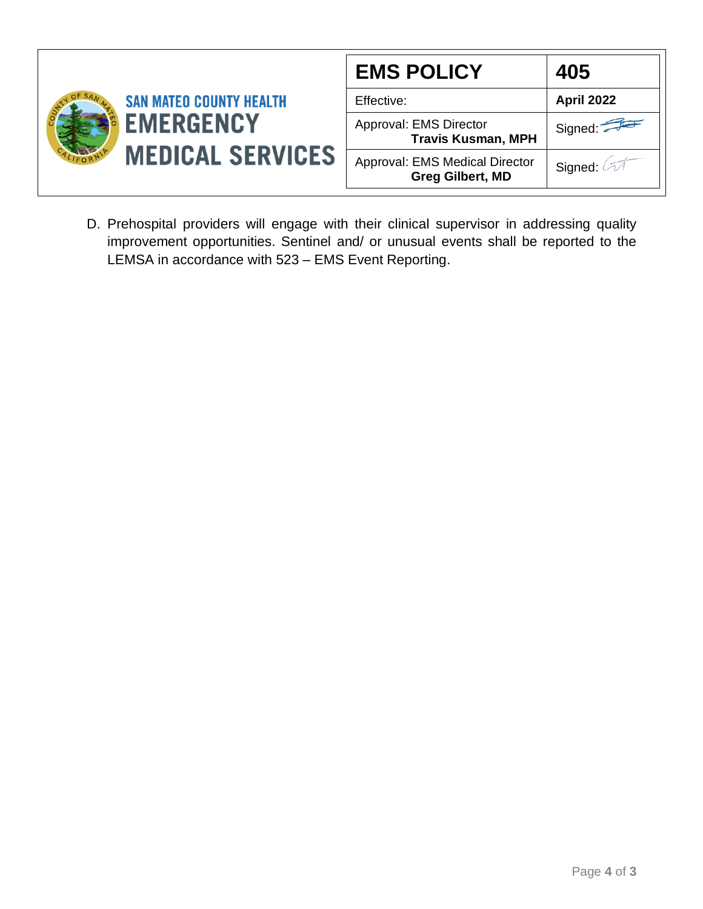D. Prehospital providers will engage with their clinical supervisor in addressing quality improvement opportunities. Sentinel and/ or unusual events shall be reported to the LEMSA in accordance with 523 – EMS Event Reporting.